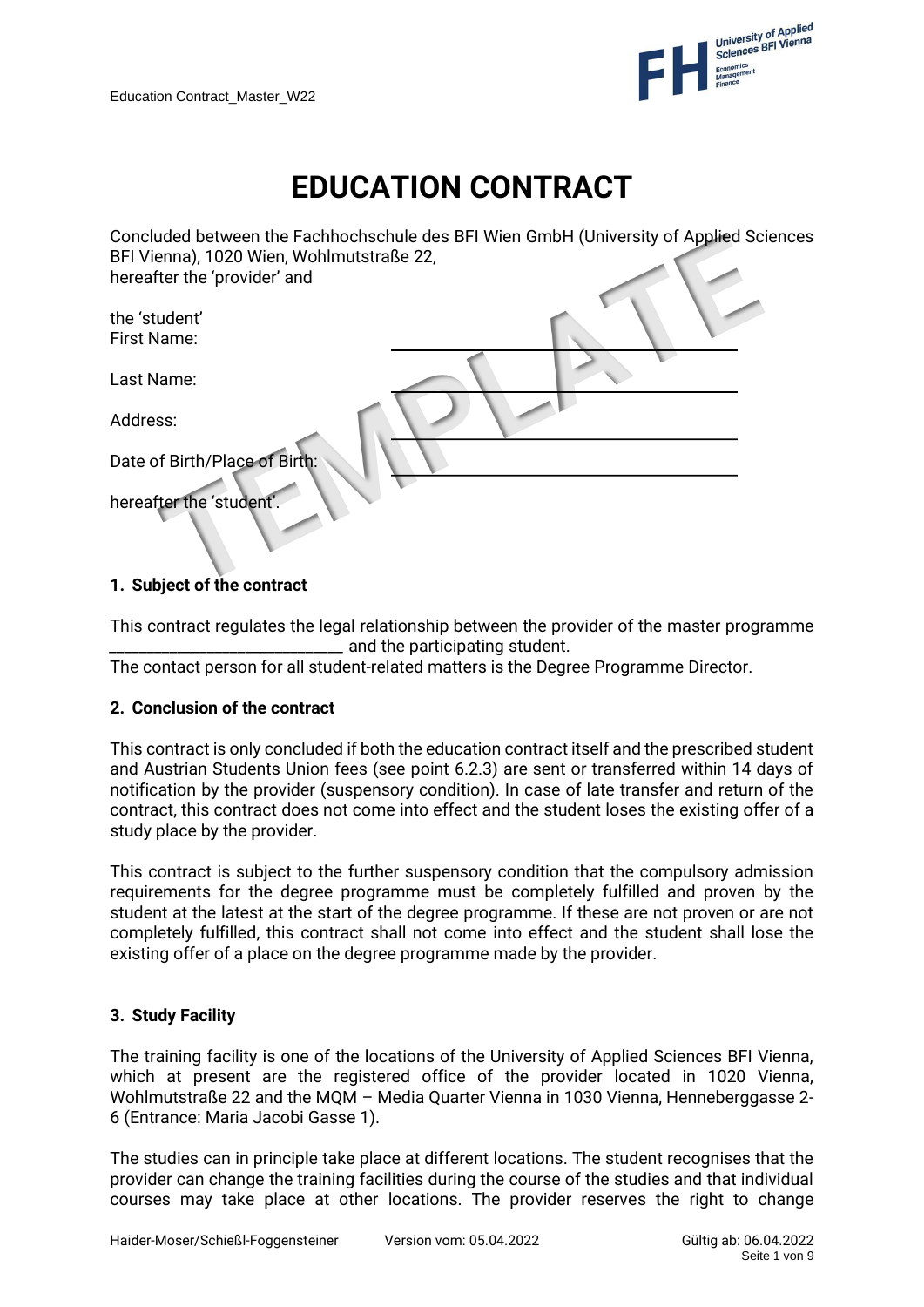# EDUCATION CONTRACT

Concluded between the Fachhochschule des BFI Wien GmbH (University of Applied Sciences BFI Vienna), 1020 Wien, Wohlmutstraße 22,
hereafter the 'provider' and

the 'student'
First Name: ______________________________

Last Name: ______________________________

Address: ______________________________

Date of Birth/Place of Birth: ______________________________

hereafter the 'student'.

TEMPLATE

## 1. Subject of the contract

This contract regulates the legal relationship between the provider of the master programme ______________________________ and the participating student.
The contact person for all student-related matters is the Degree Programme Director.

## 2. Conclusion of the contract

This contract is only concluded if both the education contract itself and the prescribed student and Austrian Students Union fees (see point 6.2.3) are sent or transferred within 14 days of notification by the provider (suspensory condition). In case of late transfer and return of the contract, this contract does not come into effect and the student loses the existing offer of a study place by the provider.

This contract is subject to the further suspensory condition that the compulsory admission requirements for the degree programme must be completely fulfilled and proven by the student at the latest at the start of the degree programme. If these are not proven or are not completely fulfilled, this contract shall not come into effect and the student shall lose the existing offer of a place on the degree programme made by the provider.

## 3. Study Facility

The training facility is one of the locations of the University of Applied Sciences BFI Vienna, which at present are the registered office of the provider located in 1020 Vienna, Wohlmutstraße 22 and the MQM – Media Quarter Vienna in 1030 Vienna, Henneberggasse 2-6 (Entrance: Maria Jacobi Gasse 1).

The studies can in principle take place at different locations. The student recognises that the provider can change the training facilities during the course of the studies and that individual courses may take place at other locations. The provider reserves the right to change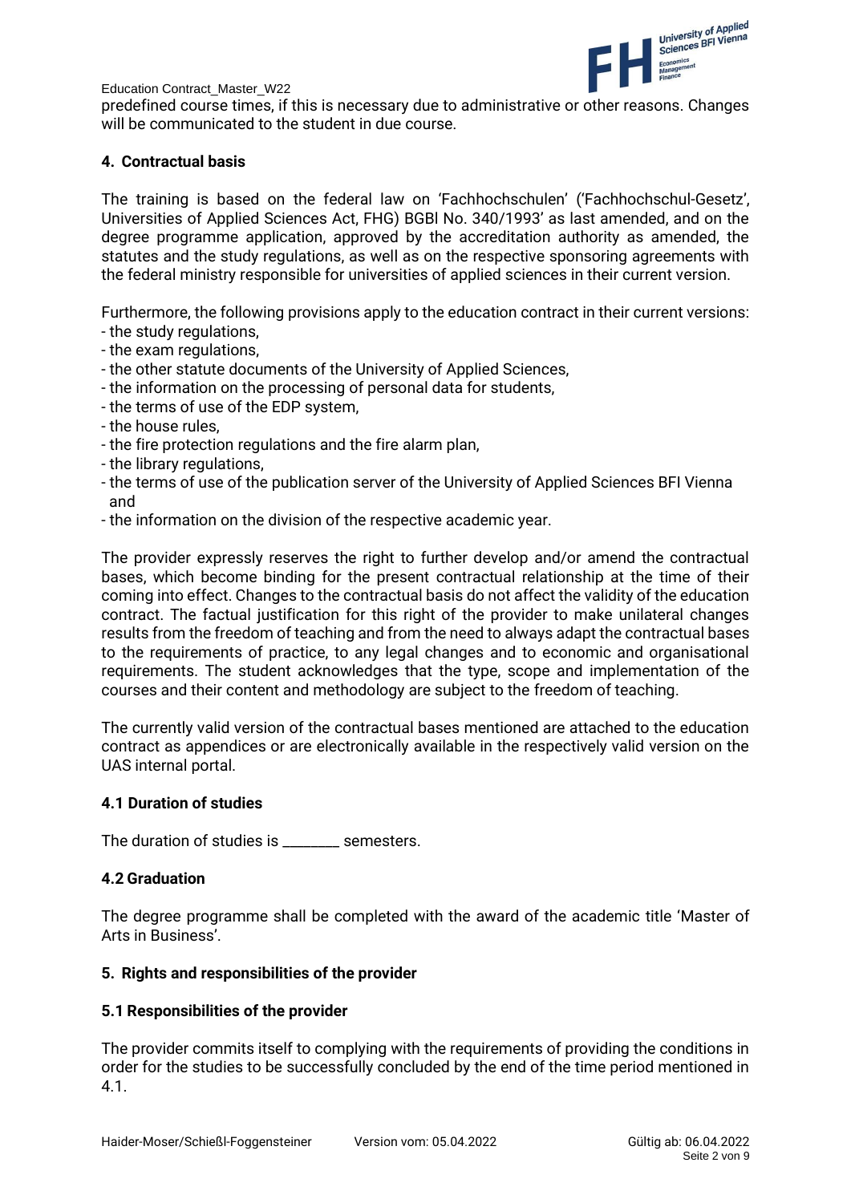predefined course times, if this is necessary due to administrative or other reasons. Changes will be communicated to the student in due course.

## 4. Contractual basis

The training is based on the federal law on 'Fachhochschulen' ('Fachhochschul-Gesetz', Universities of Applied Sciences Act, FHG) BGBl No. 340/1993' as last amended, and on the degree programme application, approved by the accreditation authority as amended, the statutes and the study regulations, as well as on the respective sponsoring agreements with the federal ministry responsible for universities of applied sciences in their current version.

Furthermore, the following provisions apply to the education contract in their current versions:

- the study regulations,
- the exam regulations,
- the other statute documents of the University of Applied Sciences,
- the information on the processing of personal data for students,
- the terms of use of the EDP system,
- the house rules,
- the fire protection regulations and the fire alarm plan,
- the library regulations,
- the terms of use of the publication server of the University of Applied Sciences BFI Vienna and
- the information on the division of the respective academic year.

The provider expressly reserves the right to further develop and/or amend the contractual bases, which become binding for the present contractual relationship at the time of their coming into effect. Changes to the contractual basis do not affect the validity of the education contract. The factual justification for this right of the provider to make unilateral changes results from the freedom of teaching and from the need to always adapt the contractual bases to the requirements of practice, to any legal changes and to economic and organisational requirements. The student acknowledges that the type, scope and implementation of the courses and their content and methodology are subject to the freedom of teaching.

The currently valid version of the contractual bases mentioned are attached to the education contract as appendices or are electronically available in the respectively valid version on the UAS internal portal.

### 4.1 Duration of studies

The duration of studies is ________ semesters.

### 4.2 Graduation

The degree programme shall be completed with the award of the academic title 'Master of Arts in Business'.

## 5. Rights and responsibilities of the provider

### 5.1 Responsibilities of the provider

The provider commits itself to complying with the requirements of providing the conditions in order for the studies to be successfully concluded by the end of the time period mentioned in 4.1.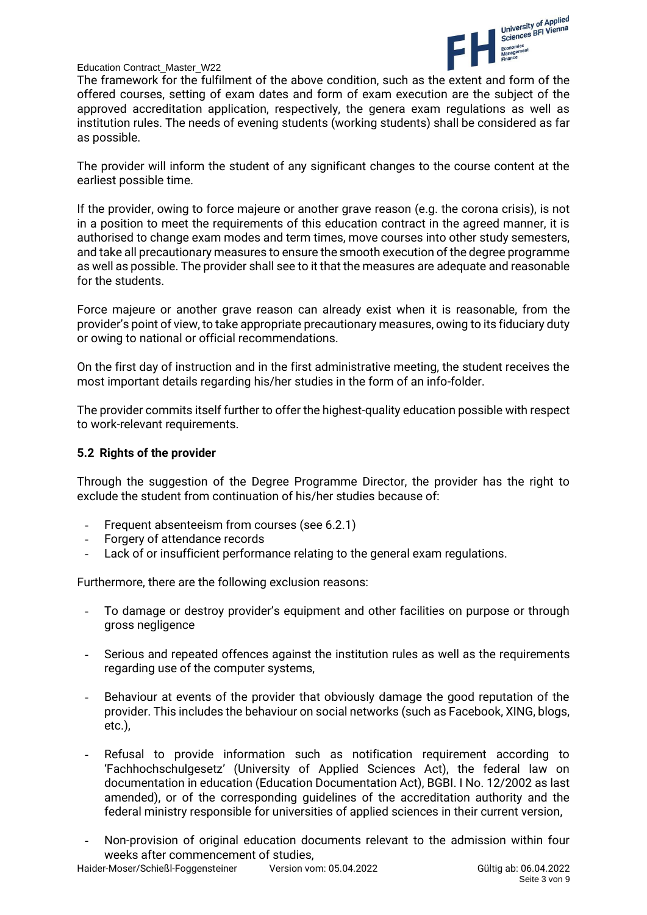The framework for the fulfilment of the above condition, such as the extent and form of the offered courses, setting of exam dates and form of exam execution are the subject of the approved accreditation application, respectively, the genera exam regulations as well as institution rules. The needs of evening students (working students) shall be considered as far as possible.

The provider will inform the student of any significant changes to the course content at the earliest possible time.

If the provider, owing to force majeure or another grave reason (e.g. the corona crisis), is not in a position to meet the requirements of this education contract in the agreed manner, it is authorised to change exam modes and term times, move courses into other study semesters, and take all precautionary measures to ensure the smooth execution of the degree programme as well as possible. The provider shall see to it that the measures are adequate and reasonable for the students.

Force majeure or another grave reason can already exist when it is reasonable, from the provider's point of view, to take appropriate precautionary measures, owing to its fiduciary duty or owing to national or official recommendations.

On the first day of instruction and in the first administrative meeting, the student receives the most important details regarding his/her studies in the form of an info-folder.

The provider commits itself further to offer the highest-quality education possible with respect to work-relevant requirements.

### 5.2 Rights of the provider

Through the suggestion of the Degree Programme Director, the provider has the right to exclude the student from continuation of his/her studies because of:

- Frequent absenteeism from courses (see 6.2.1)
- Forgery of attendance records
- Lack of or insufficient performance relating to the general exam regulations.

Furthermore, there are the following exclusion reasons:

- To damage or destroy provider's equipment and other facilities on purpose or through gross negligence

- Serious and repeated offences against the institution rules as well as the requirements regarding use of the computer systems,

- Behaviour at events of the provider that obviously damage the good reputation of the provider. This includes the behaviour on social networks (such as Facebook, XING, blogs, etc.),

- Refusal to provide information such as notification requirement according to 'Fachhochschulgesetz' (University of Applied Sciences Act), the federal law on documentation in education (Education Documentation Act), BGBI. I No. 12/2002 as last amended), or of the corresponding guidelines of the accreditation authority and the federal ministry responsible for universities of applied sciences in their current version,

- Non-provision of original education documents relevant to the admission within four weeks after commencement of studies,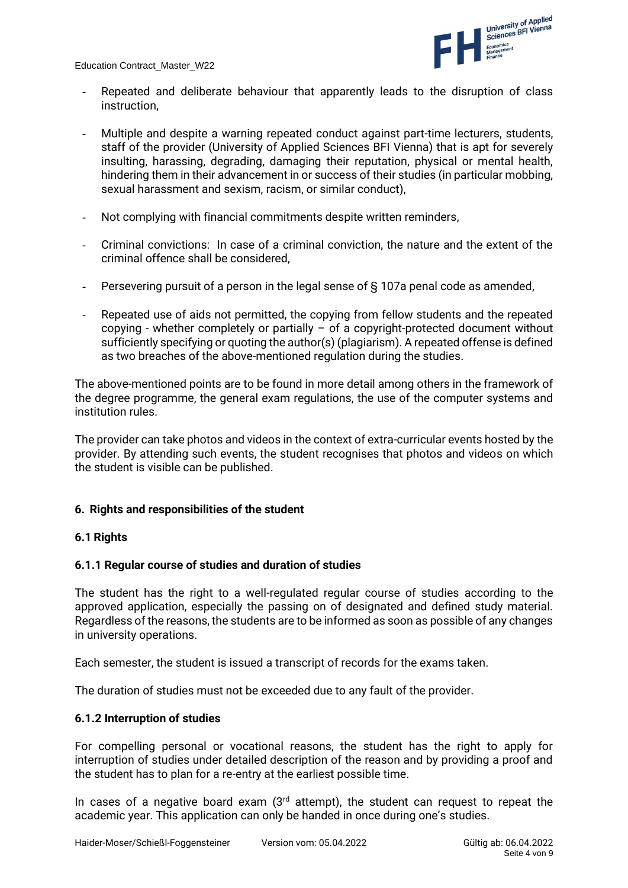- Repeated and deliberate behaviour that apparently leads to the disruption of class instruction,
- Multiple and despite a warning repeated conduct against part-time lecturers, students, staff of the provider (University of Applied Sciences BFI Vienna) that is apt for severely insulting, harassing, degrading, damaging their reputation, physical or mental health, hindering them in their advancement in or success of their studies (in particular mobbing, sexual harassment and sexism, racism, or similar conduct),
- Not complying with financial commitments despite written reminders,
- Criminal convictions: In case of a criminal conviction, the nature and the extent of the criminal offence shall be considered,
- Persevering pursuit of a person in the legal sense of § 107a penal code as amended,
- Repeated use of aids not permitted, the copying from fellow students and the repeated copying - whether completely or partially – of a copyright-protected document without sufficiently specifying or quoting the author(s) (plagiarism). A repeated offense is defined as two breaches of the above-mentioned regulation during the studies.

The above-mentioned points are to be found in more detail among others in the framework of the degree programme, the general exam regulations, the use of the computer systems and institution rules.

The provider can take photos and videos in the context of extra-curricular events hosted by the provider. By attending such events, the student recognises that photos and videos on which the student is visible can be published.

## 6. Rights and responsibilities of the student

### 6.1 Rights

#### 6.1.1 Regular course of studies and duration of studies

The student has the right to a well-regulated regular course of studies according to the approved application, especially the passing on of designated and defined study material. Regardless of the reasons, the students are to be informed as soon as possible of any changes in university operations.

Each semester, the student is issued a transcript of records for the exams taken.

The duration of studies must not be exceeded due to any fault of the provider.

#### 6.1.2 Interruption of studies

For compelling personal or vocational reasons, the student has the right to apply for interruption of studies under detailed description of the reason and by providing a proof and the student has to plan for a re-entry at the earliest possible time.

In cases of a negative board exam (3rd attempt), the student can request to repeat the academic year. This application can only be handed in once during one's studies.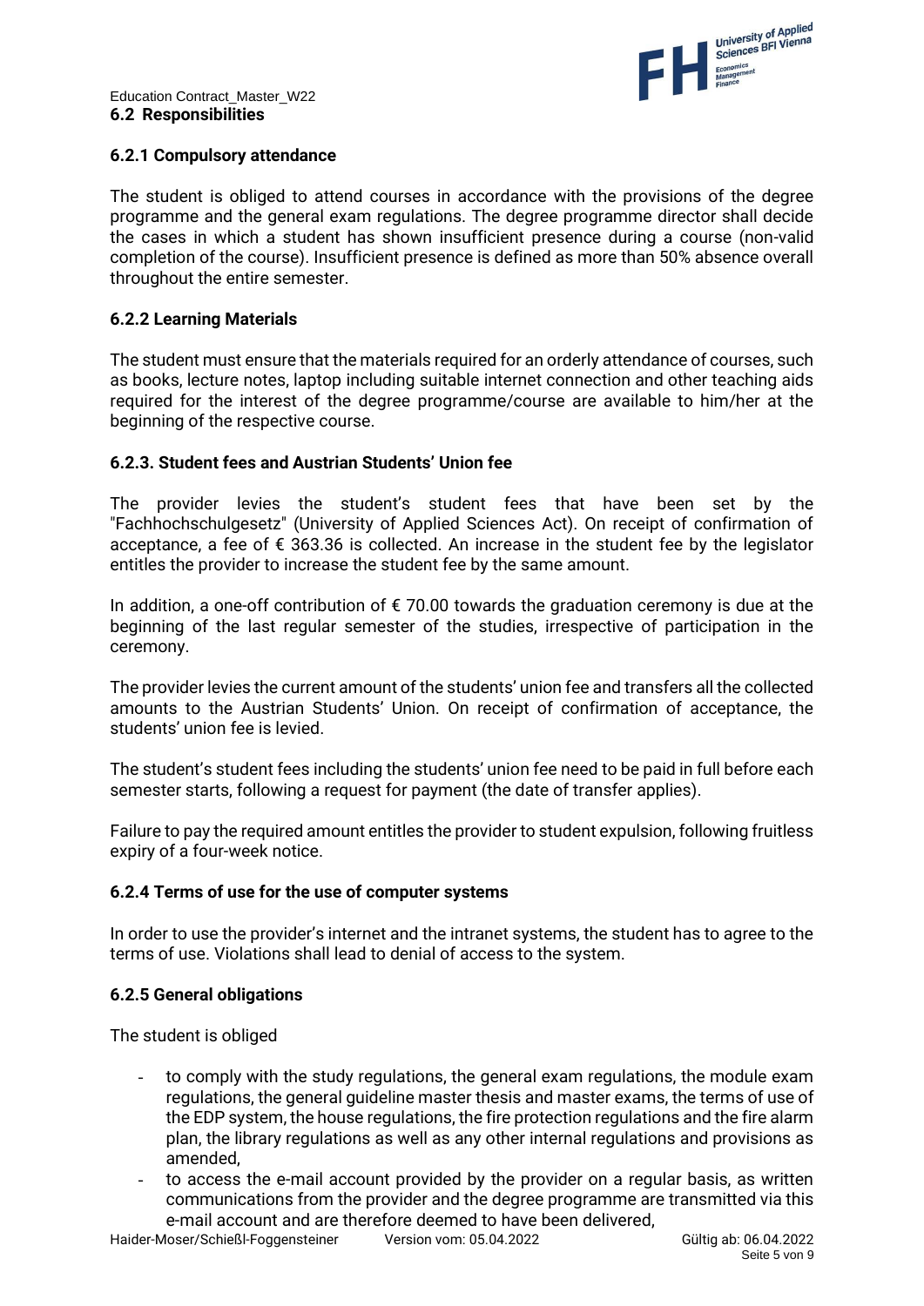### 6.2 Responsibilities

#### 6.2.1 Compulsory attendance

The student is obliged to attend courses in accordance with the provisions of the degree programme and the general exam regulations. The degree programme director shall decide the cases in which a student has shown insufficient presence during a course (non-valid completion of the course). Insufficient presence is defined as more than 50% absence overall throughout the entire semester.

#### 6.2.2 Learning Materials

The student must ensure that the materials required for an orderly attendance of courses, such as books, lecture notes, laptop including suitable internet connection and other teaching aids required for the interest of the degree programme/course are available to him/her at the beginning of the respective course.

#### 6.2.3. Student fees and Austrian Students' Union fee

The provider levies the student's student fees that have been set by the "Fachhochschulgesetz" (University of Applied Sciences Act). On receipt of confirmation of acceptance, a fee of € 363.36 is collected. An increase in the student fee by the legislator entitles the provider to increase the student fee by the same amount.

In addition, a one-off contribution of € 70.00 towards the graduation ceremony is due at the beginning of the last regular semester of the studies, irrespective of participation in the ceremony.

The provider levies the current amount of the students' union fee and transfers all the collected amounts to the Austrian Students' Union. On receipt of confirmation of acceptance, the students' union fee is levied.

The student's student fees including the students' union fee need to be paid in full before each semester starts, following a request for payment (the date of transfer applies).

Failure to pay the required amount entitles the provider to student expulsion, following fruitless expiry of a four-week notice.

#### 6.2.4 Terms of use for the use of computer systems

In order to use the provider's internet and the intranet systems, the student has to agree to the terms of use. Violations shall lead to denial of access to the system.

#### 6.2.5 General obligations

The student is obliged

- to comply with the study regulations, the general exam regulations, the module exam regulations, the general guideline master thesis and master exams, the terms of use of the EDP system, the house regulations, the fire protection regulations and the fire alarm plan, the library regulations as well as any other internal regulations and provisions as amended,
- to access the e-mail account provided by the provider on a regular basis, as written communications from the provider and the degree programme are transmitted via this e-mail account and are therefore deemed to have been delivered,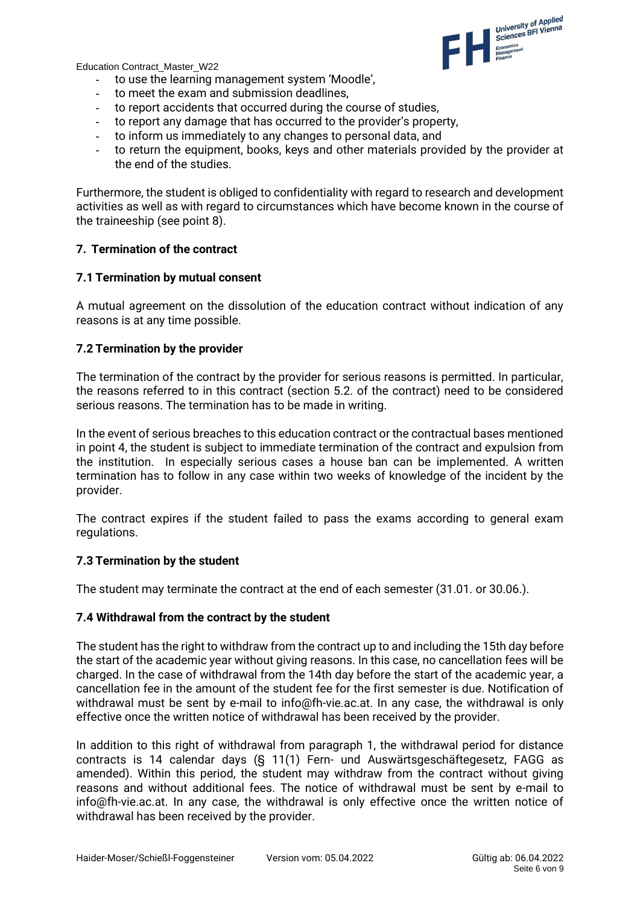- to use the learning management system 'Moodle',
- to meet the exam and submission deadlines,
- to report accidents that occurred during the course of studies,
- to report any damage that has occurred to the provider's property,
- to inform us immediately to any changes to personal data, and
- to return the equipment, books, keys and other materials provided by the provider at the end of the studies.

Furthermore, the student is obliged to confidentiality with regard to research and development activities as well as with regard to circumstances which have become known in the course of the traineeship (see point 8).

## 7. Termination of the contract

### 7.1 Termination by mutual consent

A mutual agreement on the dissolution of the education contract without indication of any reasons is at any time possible.

### 7.2 Termination by the provider

The termination of the contract by the provider for serious reasons is permitted. In particular, the reasons referred to in this contract (section 5.2. of the contract) need to be considered serious reasons. The termination has to be made in writing.

In the event of serious breaches to this education contract or the contractual bases mentioned in point 4, the student is subject to immediate termination of the contract and expulsion from the institution. In especially serious cases a house ban can be implemented. A written termination has to follow in any case within two weeks of knowledge of the incident by the provider.

The contract expires if the student failed to pass the exams according to general exam regulations.

### 7.3 Termination by the student

The student may terminate the contract at the end of each semester (31.01. or 30.06.).

### 7.4 Withdrawal from the contract by the student

The student has the right to withdraw from the contract up to and including the 15th day before the start of the academic year without giving reasons. In this case, no cancellation fees will be charged. In the case of withdrawal from the 14th day before the start of the academic year, a cancellation fee in the amount of the student fee for the first semester is due. Notification of withdrawal must be sent by e-mail to info@fh-vie.ac.at. In any case, the withdrawal is only effective once the written notice of withdrawal has been received by the provider.

In addition to this right of withdrawal from paragraph 1, the withdrawal period for distance contracts is 14 calendar days (§ 11(1) Fern- und Auswärtsgeschäftegesetz, FAGG as amended). Within this period, the student may withdraw from the contract without giving reasons and without additional fees. The notice of withdrawal must be sent by e-mail to info@fh-vie.ac.at. In any case, the withdrawal is only effective once the written notice of withdrawal has been received by the provider.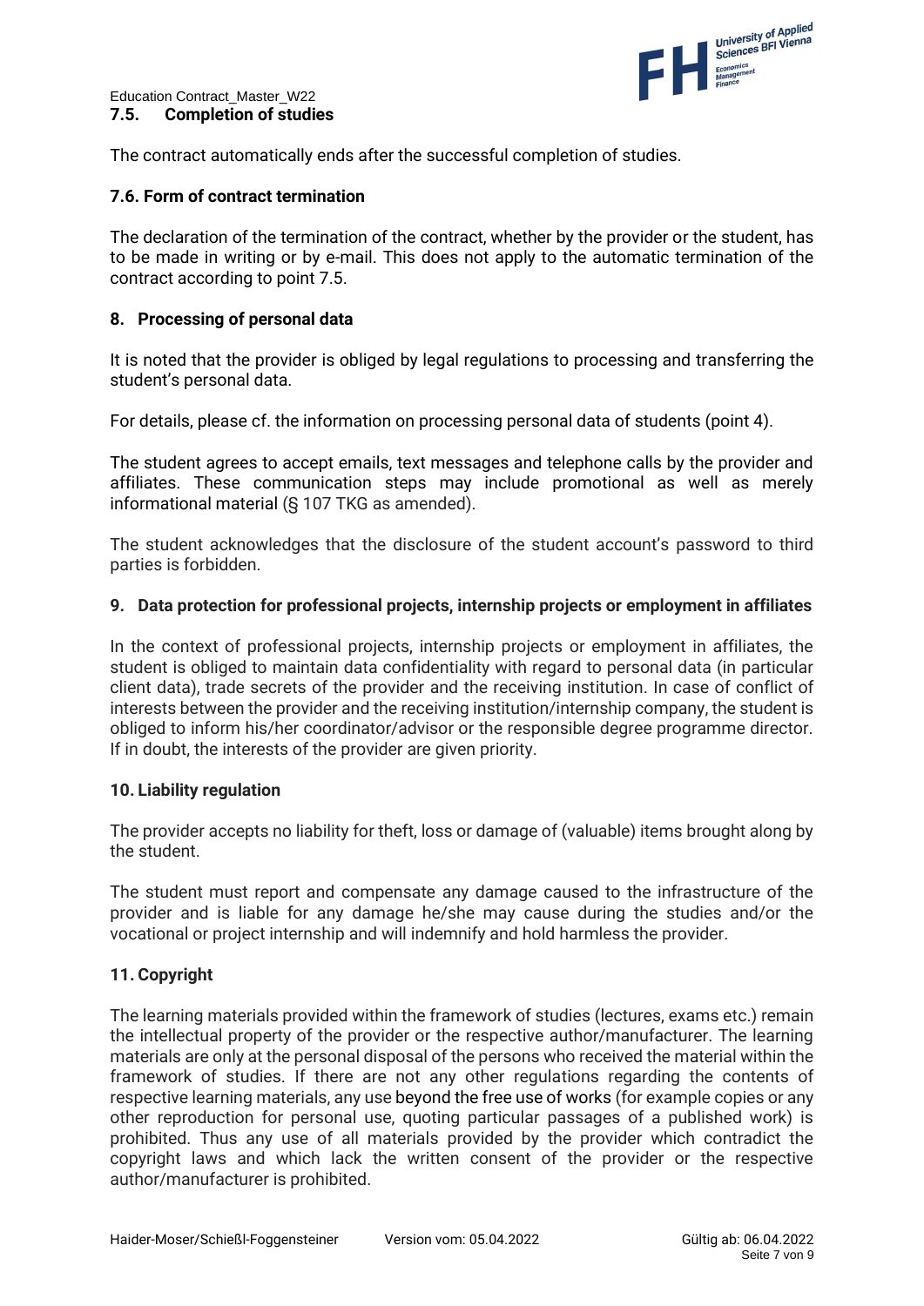### 7.5. Completion of studies

The contract automatically ends after the successful completion of studies.

### 7.6. Form of contract termination

The declaration of the termination of the contract, whether by the provider or the student, has to be made in writing or by e-mail. This does not apply to the automatic termination of the contract according to point 7.5.

## 8. Processing of personal data

It is noted that the provider is obliged by legal regulations to processing and transferring the student's personal data.

For details, please cf. the information on processing personal data of students (point 4).

The student agrees to accept emails, text messages and telephone calls by the provider and affiliates. These communication steps may include promotional as well as merely informational material (§ 107 TKG as amended).

The student acknowledges that the disclosure of the student account's password to third parties is forbidden.

## 9. Data protection for professional projects, internship projects or employment in affiliates

In the context of professional projects, internship projects or employment in affiliates, the student is obliged to maintain data confidentiality with regard to personal data (in particular client data), trade secrets of the provider and the receiving institution. In case of conflict of interests between the provider and the receiving institution/internship company, the student is obliged to inform his/her coordinator/advisor or the responsible degree programme director. If in doubt, the interests of the provider are given priority.

## 10. Liability regulation

The provider accepts no liability for theft, loss or damage of (valuable) items brought along by the student.

The student must report and compensate any damage caused to the infrastructure of the provider and is liable for any damage he/she may cause during the studies and/or the vocational or project internship and will indemnify and hold harmless the provider.

## 11. Copyright

The learning materials provided within the framework of studies (lectures, exams etc.) remain the intellectual property of the provider or the respective author/manufacturer. The learning materials are only at the personal disposal of the persons who received the material within the framework of studies. If there are not any other regulations regarding the contents of respective learning materials, any use beyond the free use of works (for example copies or any other reproduction for personal use, quoting particular passages of a published work) is prohibited. Thus any use of all materials provided by the provider which contradict the copyright laws and which lack the written consent of the provider or the respective author/manufacturer is prohibited.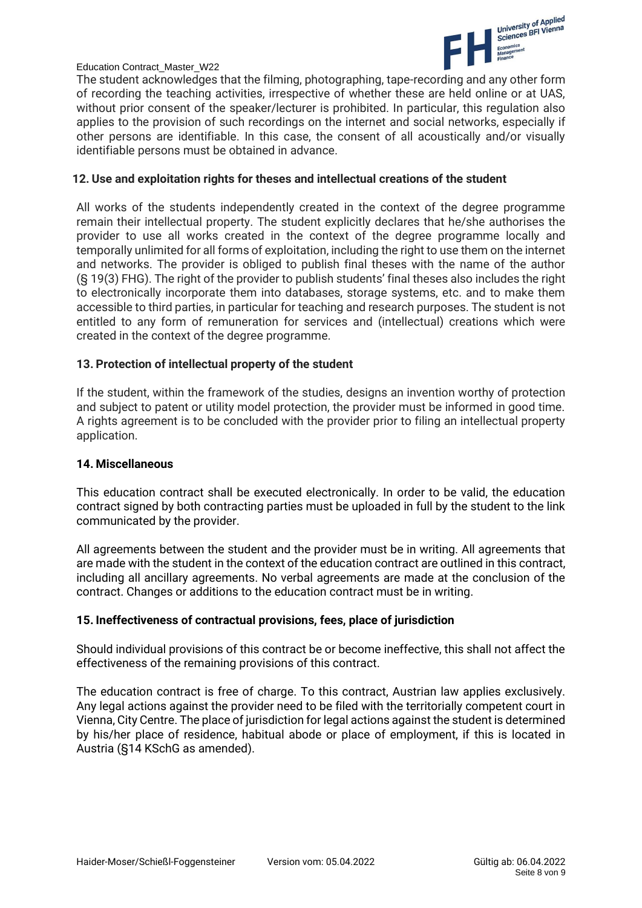The student acknowledges that the filming, photographing, tape-recording and any other form of recording the teaching activities, irrespective of whether these are held online or at UAS, without prior consent of the speaker/lecturer is prohibited. In particular, this regulation also applies to the provision of such recordings on the internet and social networks, especially if other persons are identifiable. In this case, the consent of all acoustically and/or visually identifiable persons must be obtained in advance.

## 12. Use and exploitation rights for theses and intellectual creations of the student

All works of the students independently created in the context of the degree programme remain their intellectual property. The student explicitly declares that he/she authorises the provider to use all works created in the context of the degree programme locally and temporally unlimited for all forms of exploitation, including the right to use them on the internet and networks. The provider is obliged to publish final theses with the name of the author (§ 19(3) FHG). The right of the provider to publish students' final theses also includes the right to electronically incorporate them into databases, storage systems, etc. and to make them accessible to third parties, in particular for teaching and research purposes. The student is not entitled to any form of remuneration for services and (intellectual) creations which were created in the context of the degree programme.

## 13. Protection of intellectual property of the student

If the student, within the framework of the studies, designs an invention worthy of protection and subject to patent or utility model protection, the provider must be informed in good time. A rights agreement is to be concluded with the provider prior to filing an intellectual property application.

## 14. Miscellaneous

This education contract shall be executed electronically. In order to be valid, the education contract signed by both contracting parties must be uploaded in full by the student to the link communicated by the provider.

All agreements between the student and the provider must be in writing. All agreements that are made with the student in the context of the education contract are outlined in this contract, including all ancillary agreements. No verbal agreements are made at the conclusion of the contract. Changes or additions to the education contract must be in writing.

## 15. Ineffectiveness of contractual provisions, fees, place of jurisdiction

Should individual provisions of this contract be or become ineffective, this shall not affect the effectiveness of the remaining provisions of this contract.

The education contract is free of charge. To this contract, Austrian law applies exclusively. Any legal actions against the provider need to be filed with the territorially competent court in Vienna, City Centre. The place of jurisdiction for legal actions against the student is determined by his/her place of residence, habitual abode or place of employment, if this is located in Austria (§14 KSchG as amended).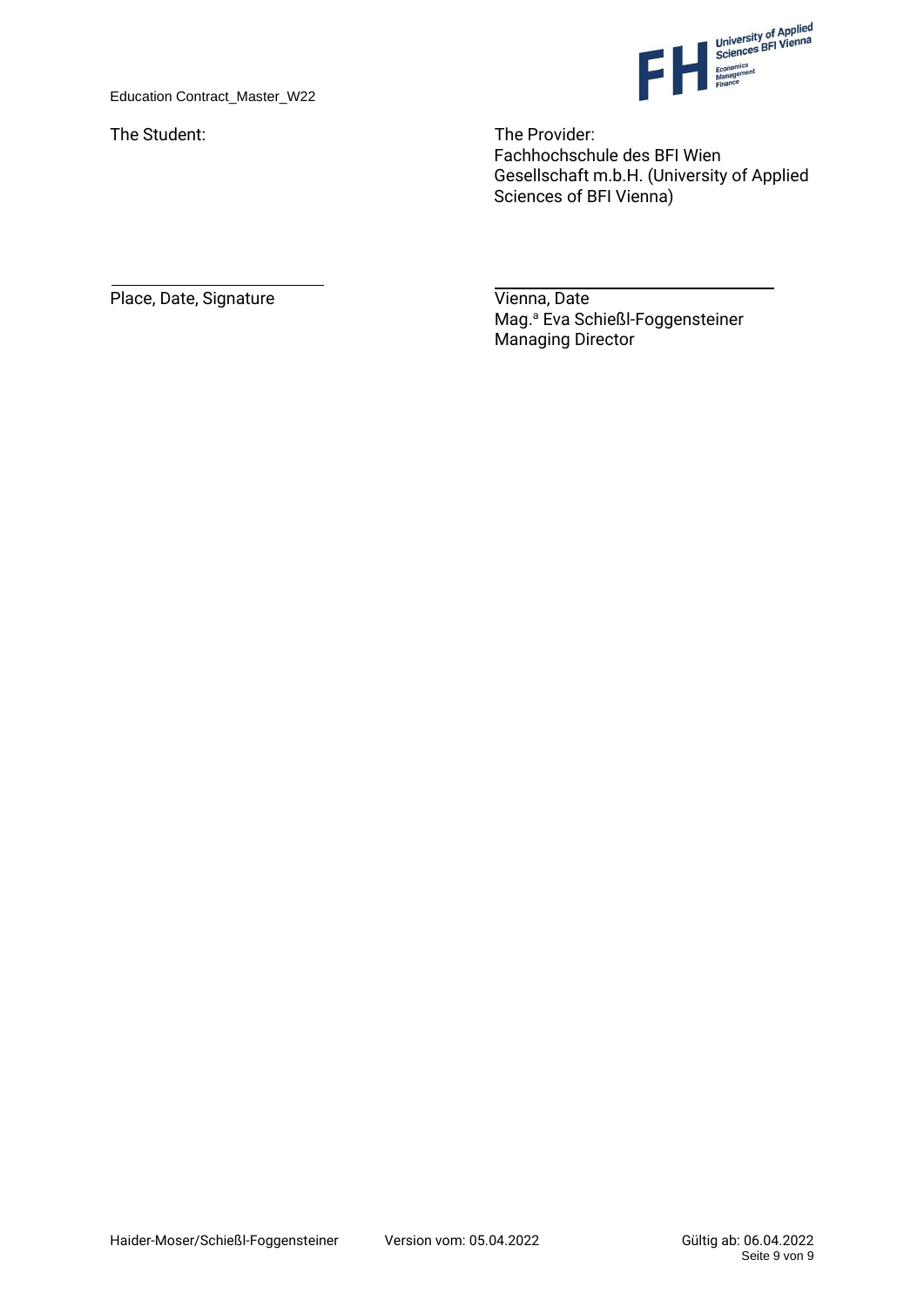The Student:

The Provider:
Fachhochschule des BFI Wien Gesellschaft m.b.H. (University of Applied Sciences of BFI Vienna)

Place, Date, Signature

Vienna, Date
Mag.ª Eva Schießl-Foggensteiner
Managing Director